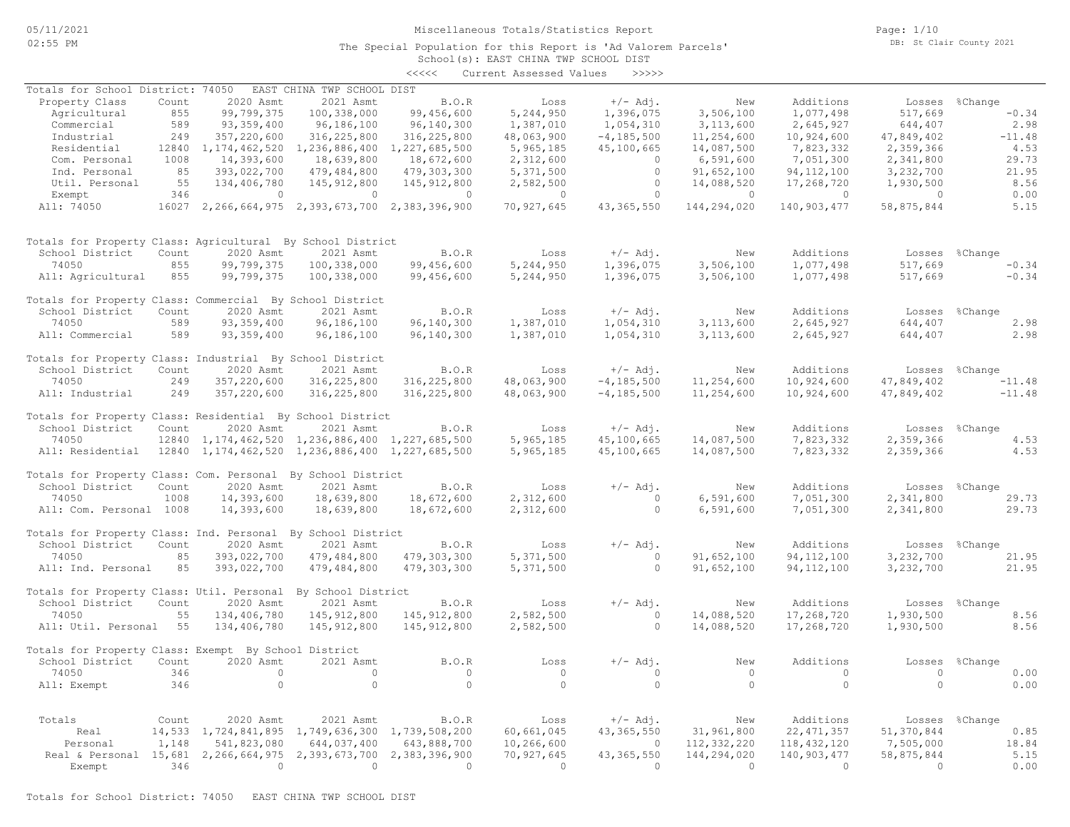# Miscellaneous Totals/Statistics Report

The Special Population for this Report is 'Ad Valorem Parcels'

School(s): EAST CHINA TWP SCHOOL DIST

<<<<< Current Assessed Values >>>>>

05/11/2021 02:55 PM — DB: St Clair County 2021

## Totals for School District: 74050 EAST CHINA TWP SCHOOL DIST

| Property Class | Count | 2020 Asmt | 2021 Asmt | B.O.R | Loss | +/- Adj. | New | Additions | Losses | %Change |
|---|---|---|---|---|---|---|---|---|---|---|
| Agricultural | 855 | 99,799,375 | 100,338,000 | 99,456,600 | 5,244,950 | 1,396,075 | 3,506,100 | 1,077,498 | 517,669 | -0.34 |
| Commercial | 589 | 93,359,400 | 96,186,100 | 96,140,300 | 1,387,010 | 1,054,310 | 3,113,600 | 2,645,927 | 644,407 | 2.98 |
| Industrial | 249 | 357,220,600 | 316,225,800 | 316,225,800 | 48,063,900 | -4,185,500 | 11,254,600 | 10,924,600 | 47,849,402 | -11.48 |
| Residential | 12840 | 1,174,462,520 | 1,236,886,400 | 1,227,685,500 | 5,965,185 | 45,100,665 | 14,087,500 | 7,823,332 | 2,359,366 | 4.53 |
| Com. Personal | 1008 | 14,393,600 | 18,639,800 | 18,672,600 | 2,312,600 | 0 | 6,591,600 | 7,051,300 | 2,341,800 | 29.73 |
| Ind. Personal | 85 | 393,022,700 | 479,484,800 | 479,303,300 | 5,371,500 | 0 | 91,652,100 | 94,112,100 | 3,232,700 | 21.95 |
| Util. Personal | 55 | 134,406,780 | 145,912,800 | 145,912,800 | 2,582,500 | 0 | 14,088,520 | 17,268,720 | 1,930,500 | 8.56 |
| Exempt | 346 | 0 | 0 | 0 | 0 | 0 | 0 | 0 | 0 | 0.00 |
| All: 74050 | 16027 | 2,266,664,975 | 2,393,673,700 | 2,383,396,900 | 70,927,645 | 43,365,550 | 144,294,020 | 140,903,477 | 58,875,844 | 5.15 |

## Totals for Property Class: Agricultural By School District

| School District | Count | 2020 Asmt | 2021 Asmt | B.O.R | Loss | +/- Adj. | New | Additions | Losses | %Change |
|---|---|---|---|---|---|---|---|---|---|---|
| 74050 | 855 | 99,799,375 | 100,338,000 | 99,456,600 | 5,244,950 | 1,396,075 | 3,506,100 | 1,077,498 | 517,669 | -0.34 |
| All: Agricultural | 855 | 99,799,375 | 100,338,000 | 99,456,600 | 5,244,950 | 1,396,075 | 3,506,100 | 1,077,498 | 517,669 | -0.34 |

## Totals for Property Class: Commercial By School District

| School District | Count | 2020 Asmt | 2021 Asmt | B.O.R | Loss | +/- Adj. | New | Additions | Losses | %Change |
|---|---|---|---|---|---|---|---|---|---|---|
| 74050 | 589 | 93,359,400 | 96,186,100 | 96,140,300 | 1,387,010 | 1,054,310 | 3,113,600 | 2,645,927 | 644,407 | 2.98 |
| All: Commercial | 589 | 93,359,400 | 96,186,100 | 96,140,300 | 1,387,010 | 1,054,310 | 3,113,600 | 2,645,927 | 644,407 | 2.98 |

## Totals for Property Class: Industrial By School District

| School District | Count | 2020 Asmt | 2021 Asmt | B.O.R | Loss | +/- Adj. | New | Additions | Losses | %Change |
|---|---|---|---|---|---|---|---|---|---|---|
| 74050 | 249 | 357,220,600 | 316,225,800 | 316,225,800 | 48,063,900 | -4,185,500 | 11,254,600 | 10,924,600 | 47,849,402 | -11.48 |
| All: Industrial | 249 | 357,220,600 | 316,225,800 | 316,225,800 | 48,063,900 | -4,185,500 | 11,254,600 | 10,924,600 | 47,849,402 | -11.48 |

## Totals for Property Class: Residential By School District

| School District | Count | 2020 Asmt | 2021 Asmt | B.O.R | Loss | +/- Adj. | New | Additions | Losses | %Change |
|---|---|---|---|---|---|---|---|---|---|---|
| 74050 | 12840 | 1,174,462,520 | 1,236,886,400 | 1,227,685,500 | 5,965,185 | 45,100,665 | 14,087,500 | 7,823,332 | 2,359,366 | 4.53 |
| All: Residential | 12840 | 1,174,462,520 | 1,236,886,400 | 1,227,685,500 | 5,965,185 | 45,100,665 | 14,087,500 | 7,823,332 | 2,359,366 | 4.53 |

## Totals for Property Class: Com. Personal By School District

| School District | Count | 2020 Asmt | 2021 Asmt | B.O.R | Loss | +/- Adj. | New | Additions | Losses | %Change |
|---|---|---|---|---|---|---|---|---|---|---|
| 74050 | 1008 | 14,393,600 | 18,639,800 | 18,672,600 | 2,312,600 | 0 | 6,591,600 | 7,051,300 | 2,341,800 | 29.73 |
| All: Com. Personal | 1008 | 14,393,600 | 18,639,800 | 18,672,600 | 2,312,600 | 0 | 6,591,600 | 7,051,300 | 2,341,800 | 29.73 |

## Totals for Property Class: Ind. Personal By School District

| School District | Count | 2020 Asmt | 2021 Asmt | B.O.R | Loss | +/- Adj. | New | Additions | Losses | %Change |
|---|---|---|---|---|---|---|---|---|---|---|
| 74050 | 85 | 393,022,700 | 479,484,800 | 479,303,300 | 5,371,500 | 0 | 91,652,100 | 94,112,100 | 3,232,700 | 21.95 |
| All: Ind. Personal | 85 | 393,022,700 | 479,484,800 | 479,303,300 | 5,371,500 | 0 | 91,652,100 | 94,112,100 | 3,232,700 | 21.95 |

## Totals for Property Class: Util. Personal By School District

| School District | Count | 2020 Asmt | 2021 Asmt | B.O.R | Loss | +/- Adj. | New | Additions | Losses | %Change |
|---|---|---|---|---|---|---|---|---|---|---|
| 74050 | 55 | 134,406,780 | 145,912,800 | 145,912,800 | 2,582,500 | 0 | 14,088,520 | 17,268,720 | 1,930,500 | 8.56 |
| All: Util. Personal | 55 | 134,406,780 | 145,912,800 | 145,912,800 | 2,582,500 | 0 | 14,088,520 | 17,268,720 | 1,930,500 | 8.56 |

## Totals for Property Class: Exempt By School District

| School District | Count | 2020 Asmt | 2021 Asmt | B.O.R | Loss | +/- Adj. | New | Additions | Losses | %Change |
|---|---|---|---|---|---|---|---|---|---|---|
| 74050 | 346 | 0 | 0 | 0 | 0 | 0 | 0 | 0 | 0 | 0.00 |
| All: Exempt | 346 | 0 | 0 | 0 | 0 | 0 | 0 | 0 | 0 | 0.00 |

## Totals

| Totals | Count | 2020 Asmt | 2021 Asmt | B.O.R | Loss | +/- Adj. | New | Additions | Losses | %Change |
|---|---|---|---|---|---|---|---|---|---|---|
| Real | 14,533 | 1,724,841,895 | 1,749,636,300 | 1,739,508,200 | 60,661,045 | 43,365,550 | 31,961,800 | 22,471,357 | 51,370,844 | 0.85 |
| Personal | 1,148 | 541,823,080 | 644,037,400 | 643,888,700 | 10,266,600 | 0 | 112,332,220 | 118,432,120 | 7,505,000 | 18.84 |
| Real & Personal | 15,681 | 2,266,664,975 | 2,393,673,700 | 2,383,396,900 | 70,927,645 | 43,365,550 | 144,294,020 | 140,903,477 | 58,875,844 | 5.15 |
| Exempt | 346 | 0 | 0 | 0 | 0 | 0 | 0 | 0 | 0 | 0.00 |

Totals for School District: 74050 EAST CHINA TWP SCHOOL DIST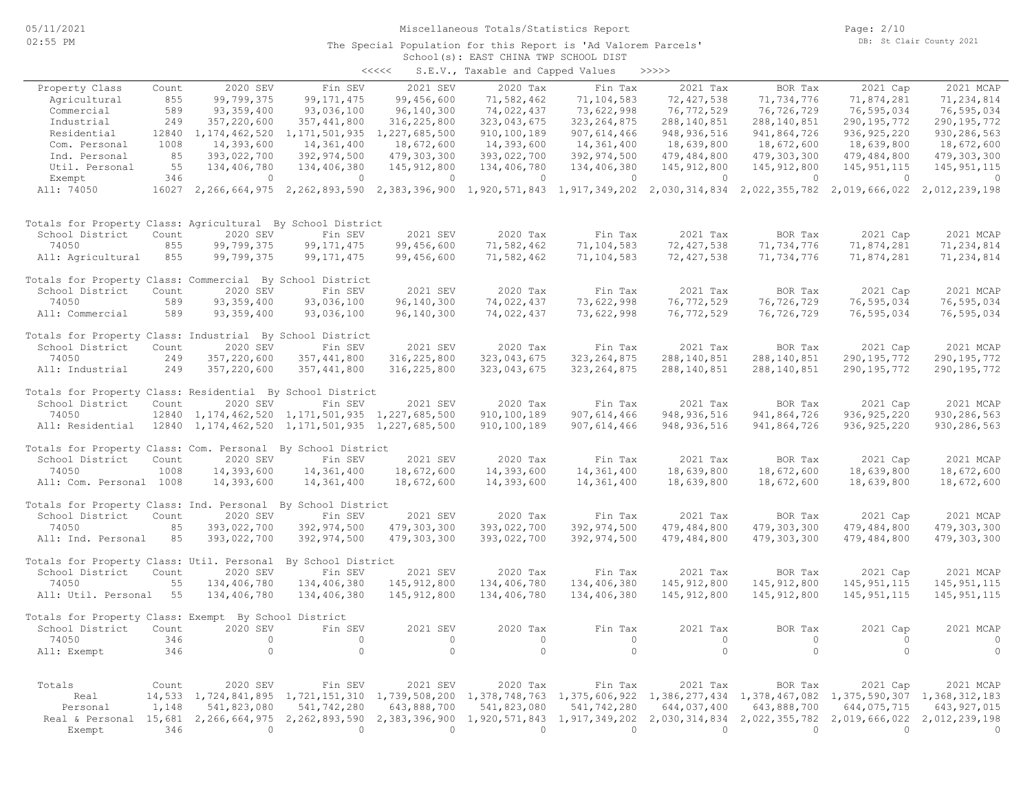# Miscellaneous Totals/Statistics Report

The Special Population for this Report is 'Ad Valorem Parcels'

School(s): EAST CHINA TWP SCHOOL DIST

<<<<< S.E.V., Taxable and Capped Values >>>>>

| Property Class | Count | 2020 SEV | Fin SEV | 2021 SEV | 2020 Tax | Fin Tax | 2021 Tax | BOR Tax | 2021 Cap | 2021 MCAP |
|---|---|---|---|---|---|---|---|---|---|---|
| Agricultural | 855 | 99,799,375 | 99,171,475 | 99,456,600 | 71,582,462 | 71,104,583 | 72,427,538 | 71,734,776 | 71,874,281 | 71,234,814 |
| Commercial | 589 | 93,359,400 | 93,036,100 | 96,140,300 | 74,022,437 | 73,622,998 | 76,772,529 | 76,726,729 | 76,595,034 | 76,595,034 |
| Industrial | 249 | 357,220,600 | 357,441,800 | 316,225,800 | 323,043,675 | 323,264,875 | 288,140,851 | 288,140,851 | 290,195,772 | 290,195,772 |
| Residential | 12840 | 1,174,462,520 | 1,171,501,935 | 1,227,685,500 | 910,100,189 | 907,614,466 | 948,936,516 | 941,864,726 | 936,925,220 | 930,286,563 |
| Com. Personal | 1008 | 14,393,600 | 14,361,400 | 18,672,600 | 14,393,600 | 14,361,400 | 18,639,800 | 18,672,600 | 18,639,800 | 18,672,600 |
| Ind. Personal | 85 | 393,022,700 | 392,974,500 | 479,303,300 | 393,022,700 | 392,974,500 | 479,484,800 | 479,303,300 | 479,484,800 | 479,303,300 |
| Util. Personal | 55 | 134,406,780 | 134,406,380 | 145,912,800 | 134,406,780 | 134,406,380 | 145,912,800 | 145,912,800 | 145,951,115 | 145,951,115 |
| Exempt | 346 | 0 | 0 | 0 | 0 | 0 | 0 | 0 | 0 | 0 |
| All: 74050 | 16027 | 2,266,664,975 | 2,262,893,590 | 2,383,396,900 | 1,920,571,843 | 1,917,349,202 | 2,030,314,834 | 2,022,355,782 | 2,019,666,022 | 2,012,239,198 |

Totals for Property Class: Agricultural By School District

| School District | Count | 2020 SEV | Fin SEV | 2021 SEV | 2020 Tax | Fin Tax | 2021 Tax | BOR Tax | 2021 Cap | 2021 MCAP |
|---|---|---|---|---|---|---|---|---|---|---|
| 74050 | 855 | 99,799,375 | 99,171,475 | 99,456,600 | 71,582,462 | 71,104,583 | 72,427,538 | 71,734,776 | 71,874,281 | 71,234,814 |
| All: Agricultural | 855 | 99,799,375 | 99,171,475 | 99,456,600 | 71,582,462 | 71,104,583 | 72,427,538 | 71,734,776 | 71,874,281 | 71,234,814 |

Totals for Property Class: Commercial By School District

| School District | Count | 2020 SEV | Fin SEV | 2021 SEV | 2020 Tax | Fin Tax | 2021 Tax | BOR Tax | 2021 Cap | 2021 MCAP |
|---|---|---|---|---|---|---|---|---|---|---|
| 74050 | 589 | 93,359,400 | 93,036,100 | 96,140,300 | 74,022,437 | 73,622,998 | 76,772,529 | 76,726,729 | 76,595,034 | 76,595,034 |
| All: Commercial | 589 | 93,359,400 | 93,036,100 | 96,140,300 | 74,022,437 | 73,622,998 | 76,772,529 | 76,726,729 | 76,595,034 | 76,595,034 |

Totals for Property Class: Industrial By School District

| School District | Count | 2020 SEV | Fin SEV | 2021 SEV | 2020 Tax | Fin Tax | 2021 Tax | BOR Tax | 2021 Cap | 2021 MCAP |
|---|---|---|---|---|---|---|---|---|---|---|
| 74050 | 249 | 357,220,600 | 357,441,800 | 316,225,800 | 323,043,675 | 323,264,875 | 288,140,851 | 288,140,851 | 290,195,772 | 290,195,772 |
| All: Industrial | 249 | 357,220,600 | 357,441,800 | 316,225,800 | 323,043,675 | 323,264,875 | 288,140,851 | 288,140,851 | 290,195,772 | 290,195,772 |

Totals for Property Class: Residential By School District

| School District | Count | 2020 SEV | Fin SEV | 2021 SEV | 2020 Tax | Fin Tax | 2021 Tax | BOR Tax | 2021 Cap | 2021 MCAP |
|---|---|---|---|---|---|---|---|---|---|---|
| 74050 | 12840 | 1,174,462,520 | 1,171,501,935 | 1,227,685,500 | 910,100,189 | 907,614,466 | 948,936,516 | 941,864,726 | 936,925,220 | 930,286,563 |
| All: Residential | 12840 | 1,174,462,520 | 1,171,501,935 | 1,227,685,500 | 910,100,189 | 907,614,466 | 948,936,516 | 941,864,726 | 936,925,220 | 930,286,563 |

Totals for Property Class: Com. Personal By School District

| School District | Count | 2020 SEV | Fin SEV | 2021 SEV | 2020 Tax | Fin Tax | 2021 Tax | BOR Tax | 2021 Cap | 2021 MCAP |
|---|---|---|---|---|---|---|---|---|---|---|
| 74050 | 1008 | 14,393,600 | 14,361,400 | 18,672,600 | 14,393,600 | 14,361,400 | 18,639,800 | 18,672,600 | 18,639,800 | 18,672,600 |
| All: Com. Personal | 1008 | 14,393,600 | 14,361,400 | 18,672,600 | 14,393,600 | 14,361,400 | 18,639,800 | 18,672,600 | 18,639,800 | 18,672,600 |

Totals for Property Class: Ind. Personal By School District

| School District | Count | 2020 SEV | Fin SEV | 2021 SEV | 2020 Tax | Fin Tax | 2021 Tax | BOR Tax | 2021 Cap | 2021 MCAP |
|---|---|---|---|---|---|---|---|---|---|---|
| 74050 | 85 | 393,022,700 | 392,974,500 | 479,303,300 | 393,022,700 | 392,974,500 | 479,484,800 | 479,303,300 | 479,484,800 | 479,303,300 |
| All: Ind. Personal | 85 | 393,022,700 | 392,974,500 | 479,303,300 | 393,022,700 | 392,974,500 | 479,484,800 | 479,303,300 | 479,484,800 | 479,303,300 |

Totals for Property Class: Util. Personal By School District

| School District | Count | 2020 SEV | Fin SEV | 2021 SEV | 2020 Tax | Fin Tax | 2021 Tax | BOR Tax | 2021 Cap | 2021 MCAP |
|---|---|---|---|---|---|---|---|---|---|---|
| 74050 | 55 | 134,406,780 | 134,406,380 | 145,912,800 | 134,406,780 | 134,406,380 | 145,912,800 | 145,912,800 | 145,951,115 | 145,951,115 |
| All: Util. Personal | 55 | 134,406,780 | 134,406,380 | 145,912,800 | 134,406,780 | 134,406,380 | 145,912,800 | 145,912,800 | 145,951,115 | 145,951,115 |

Totals for Property Class: Exempt By School District

| School District | Count | 2020 SEV | Fin SEV | 2021 SEV | 2020 Tax | Fin Tax | 2021 Tax | BOR Tax | 2021 Cap | 2021 MCAP |
|---|---|---|---|---|---|---|---|---|---|---|
| 74050 | 346 | 0 | 0 | 0 | 0 | 0 | 0 | 0 | 0 | 0 |
| All: Exempt | 346 | 0 | 0 | 0 | 0 | 0 | 0 | 0 | 0 | 0 |

| Totals | Count | 2020 SEV | Fin SEV | 2021 SEV | 2020 Tax | Fin Tax | 2021 Tax | BOR Tax | 2021 Cap | 2021 MCAP |
|---|---|---|---|---|---|---|---|---|---|---|
| Real | 14,533 | 1,724,841,895 | 1,721,151,310 | 1,739,508,200 | 1,378,748,763 | 1,375,606,922 | 1,386,277,434 | 1,378,467,082 | 1,375,590,307 | 1,368,312,183 |
| Personal | 1,148 | 541,823,080 | 541,742,280 | 643,888,700 | 541,823,080 | 541,742,280 | 644,037,400 | 643,888,700 | 644,075,715 | 643,927,015 |
| Real & Personal | 15,681 | 2,266,664,975 | 2,262,893,590 | 2,383,396,900 | 1,920,571,843 | 1,917,349,202 | 2,030,314,834 | 2,022,355,782 | 2,019,666,022 | 2,012,239,198 |
| Exempt | 346 | 0 | 0 | 0 | 0 | 0 | 0 | 0 | 0 | 0 |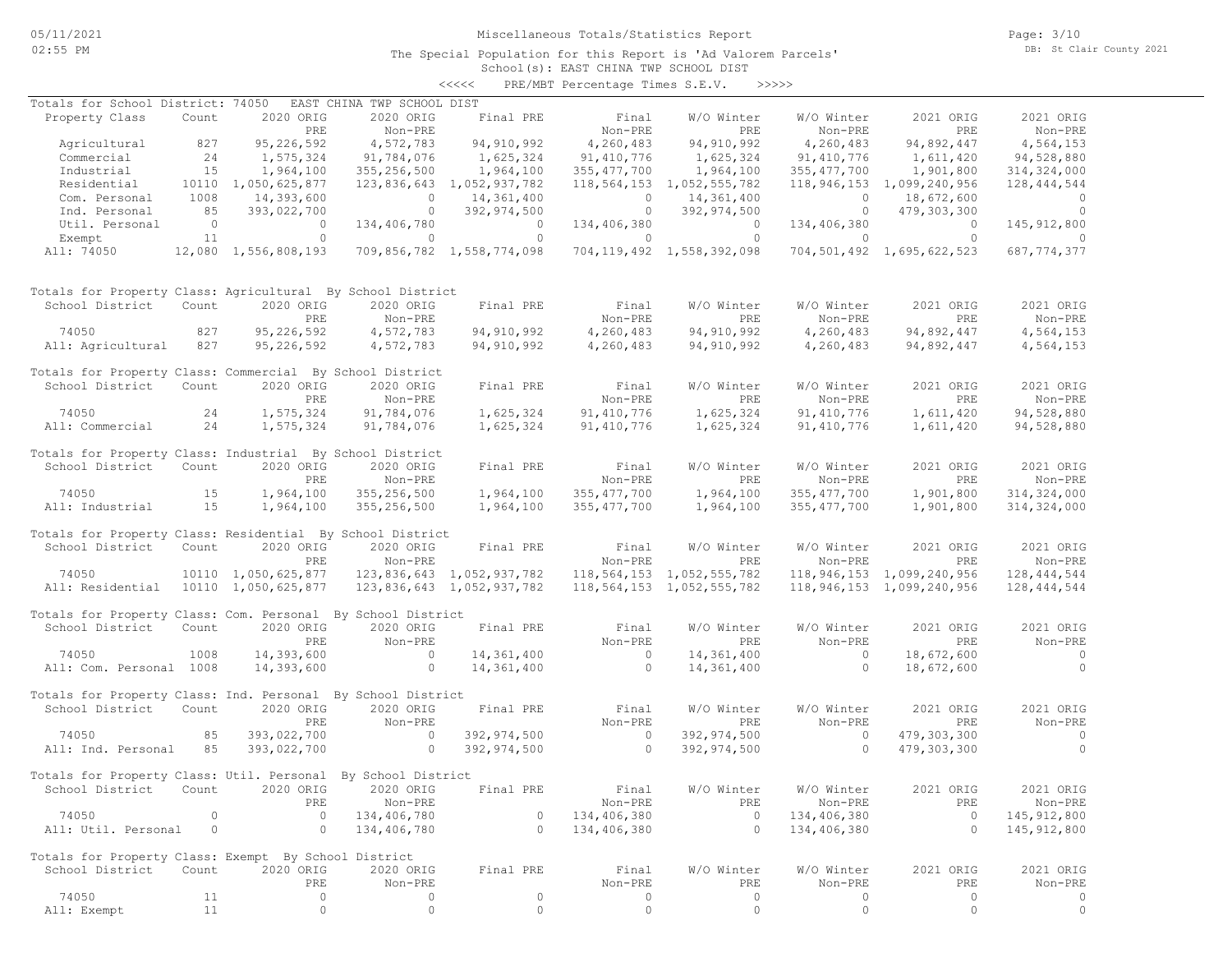# Miscellaneous Totals/Statistics Report

The Special Population for this Report is 'Ad Valorem Parcels'

School(s): EAST CHINA TWP SCHOOL DIST

<<<<< PRE/MBT Percentage Times S.E.V. >>>>>

## Totals for School District: 74050 EAST CHINA TWP SCHOOL DIST

| Property Class | Count | 2020 ORIG PRE | 2020 ORIG Non-PRE | Final PRE | Final Non-PRE | W/O Winter PRE | W/O Winter Non-PRE | 2021 ORIG PRE | 2021 ORIG Non-PRE |
|---|---|---|---|---|---|---|---|---|---|
| Agricultural | 827 | 95,226,592 | 4,572,783 | 94,910,992 | 4,260,483 | 94,910,992 | 4,260,483 | 94,892,447 | 4,564,153 |
| Commercial | 24 | 1,575,324 | 91,784,076 | 1,625,324 | 91,410,776 | 1,625,324 | 91,410,776 | 1,611,420 | 94,528,880 |
| Industrial | 15 | 1,964,100 | 355,256,500 | 1,964,100 | 355,477,700 | 1,964,100 | 355,477,700 | 1,901,800 | 314,324,000 |
| Residential | 10110 | 1,050,625,877 | 123,836,643 | 1,052,937,782 | 118,564,153 | 1,052,555,782 | 118,946,153 | 1,099,240,956 | 128,444,544 |
| Com. Personal | 1008 | 14,393,600 | 0 | 14,361,400 | 0 | 14,361,400 | 0 | 18,672,600 | 0 |
| Ind. Personal | 85 | 393,022,700 | 0 | 392,974,500 | 0 | 392,974,500 | 0 | 479,303,300 | 0 |
| Util. Personal | 0 | 0 | 134,406,780 | 0 | 134,406,380 | 0 | 134,406,380 | 0 | 145,912,800 |
| Exempt | 11 | 0 | 0 | 0 | 0 | 0 | 0 | 0 | 0 |
| All: 74050 | 12,080 | 1,556,808,193 | 709,856,782 | 1,558,774,098 | 704,119,492 | 1,558,392,098 | 704,501,492 | 1,695,622,523 | 687,774,377 |

## Totals for Property Class: Agricultural By School District

| School District | Count | 2020 ORIG PRE | 2020 ORIG Non-PRE | Final PRE | Final Non-PRE | W/O Winter PRE | W/O Winter Non-PRE | 2021 ORIG PRE | 2021 ORIG Non-PRE |
|---|---|---|---|---|---|---|---|---|---|
| 74050 | 827 | 95,226,592 | 4,572,783 | 94,910,992 | 4,260,483 | 94,910,992 | 4,260,483 | 94,892,447 | 4,564,153 |
| All: Agricultural | 827 | 95,226,592 | 4,572,783 | 94,910,992 | 4,260,483 | 94,910,992 | 4,260,483 | 94,892,447 | 4,564,153 |

## Totals for Property Class: Commercial By School District

| School District | Count | 2020 ORIG PRE | 2020 ORIG Non-PRE | Final PRE | Final Non-PRE | W/O Winter PRE | W/O Winter Non-PRE | 2021 ORIG PRE | 2021 ORIG Non-PRE |
|---|---|---|---|---|---|---|---|---|---|
| 74050 | 24 | 1,575,324 | 91,784,076 | 1,625,324 | 91,410,776 | 1,625,324 | 91,410,776 | 1,611,420 | 94,528,880 |
| All: Commercial | 24 | 1,575,324 | 91,784,076 | 1,625,324 | 91,410,776 | 1,625,324 | 91,410,776 | 1,611,420 | 94,528,880 |

## Totals for Property Class: Industrial By School District

| School District | Count | 2020 ORIG PRE | 2020 ORIG Non-PRE | Final PRE | Final Non-PRE | W/O Winter PRE | W/O Winter Non-PRE | 2021 ORIG PRE | 2021 ORIG Non-PRE |
|---|---|---|---|---|---|---|---|---|---|
| 74050 | 15 | 1,964,100 | 355,256,500 | 1,964,100 | 355,477,700 | 1,964,100 | 355,477,700 | 1,901,800 | 314,324,000 |
| All: Industrial | 15 | 1,964,100 | 355,256,500 | 1,964,100 | 355,477,700 | 1,964,100 | 355,477,700 | 1,901,800 | 314,324,000 |

## Totals for Property Class: Residential By School District

| School District | Count | 2020 ORIG PRE | 2020 ORIG Non-PRE | Final PRE | Final Non-PRE | W/O Winter PRE | W/O Winter Non-PRE | 2021 ORIG PRE | 2021 ORIG Non-PRE |
|---|---|---|---|---|---|---|---|---|---|
| 74050 | 10110 | 1,050,625,877 | 123,836,643 | 1,052,937,782 | 118,564,153 | 1,052,555,782 | 118,946,153 | 1,099,240,956 | 128,444,544 |
| All: Residential | 10110 | 1,050,625,877 | 123,836,643 | 1,052,937,782 | 118,564,153 | 1,052,555,782 | 118,946,153 | 1,099,240,956 | 128,444,544 |

## Totals for Property Class: Com. Personal By School District

| School District | Count | 2020 ORIG PRE | 2020 ORIG Non-PRE | Final PRE | Final Non-PRE | W/O Winter PRE | W/O Winter Non-PRE | 2021 ORIG PRE | 2021 ORIG Non-PRE |
|---|---|---|---|---|---|---|---|---|---|
| 74050 | 1008 | 14,393,600 | 0 | 14,361,400 | 0 | 14,361,400 | 0 | 18,672,600 | 0 |
| All: Com. Personal | 1008 | 14,393,600 | 0 | 14,361,400 | 0 | 14,361,400 | 0 | 18,672,600 | 0 |

## Totals for Property Class: Ind. Personal By School District

| School District | Count | 2020 ORIG PRE | 2020 ORIG Non-PRE | Final PRE | Final Non-PRE | W/O Winter PRE | W/O Winter Non-PRE | 2021 ORIG PRE | 2021 ORIG Non-PRE |
|---|---|---|---|---|---|---|---|---|---|
| 74050 | 85 | 393,022,700 | 0 | 392,974,500 | 0 | 392,974,500 | 0 | 479,303,300 | 0 |
| All: Ind. Personal | 85 | 393,022,700 | 0 | 392,974,500 | 0 | 392,974,500 | 0 | 479,303,300 | 0 |

## Totals for Property Class: Util. Personal By School District

| School District | Count | 2020 ORIG PRE | 2020 ORIG Non-PRE | Final PRE | Final Non-PRE | W/O Winter PRE | W/O Winter Non-PRE | 2021 ORIG PRE | 2021 ORIG Non-PRE |
|---|---|---|---|---|---|---|---|---|---|
| 74050 | 0 | 0 | 134,406,780 | 0 | 134,406,380 | 0 | 134,406,380 | 0 | 145,912,800 |
| All: Util. Personal | 0 | 0 | 134,406,780 | 0 | 134,406,380 | 0 | 134,406,380 | 0 | 145,912,800 |

## Totals for Property Class: Exempt By School District

| School District | Count | 2020 ORIG PRE | 2020 ORIG Non-PRE | Final PRE | Final Non-PRE | W/O Winter PRE | W/O Winter Non-PRE | 2021 ORIG PRE | 2021 ORIG Non-PRE |
|---|---|---|---|---|---|---|---|---|---|
| 74050 | 11 | 0 | 0 | 0 | 0 | 0 | 0 | 0 | 0 |
| All: Exempt | 11 | 0 | 0 | 0 | 0 | 0 | 0 | 0 | 0 |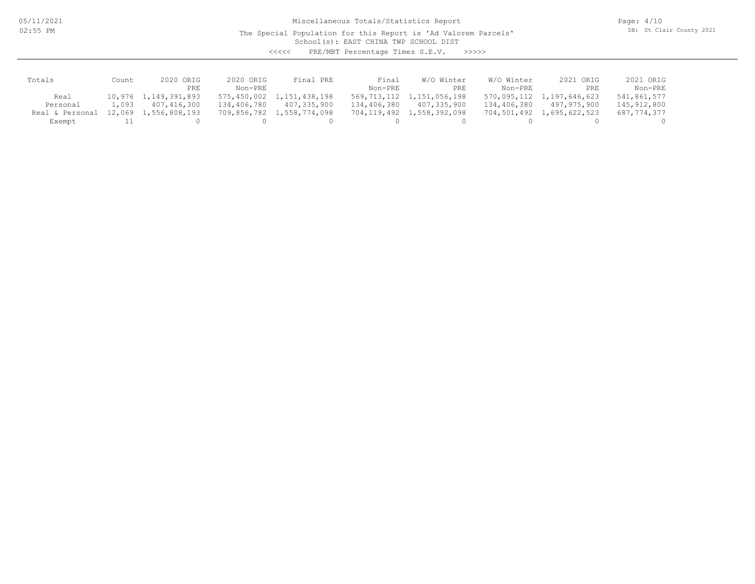Miscellaneous Totals/Statistics Report

The Special Population for this Report is 'Ad Valorem Parcels'

School(s): EAST CHINA TWP SCHOOL DIST

<<<<< PRE/MBT Percentage Times S.E.V. >>>>>

| Totals | Count | 2020 ORIG PRE | 2020 ORIG Non-PRE | Final PRE | Final Non-PRE | W/O Winter PRE | W/O Winter Non-PRE | 2021 ORIG PRE | 2021 ORIG Non-PRE |
|---|---|---|---|---|---|---|---|---|---|
| Real | 10,976 | 1,149,391,893 | 575,450,002 | 1,151,438,198 | 569,713,112 | 1,151,056,198 | 570,095,112 | 1,197,646,623 | 541,861,577 |
| Personal | 1,093 | 407,416,300 | 134,406,780 | 407,335,900 | 134,406,380 | 407,335,900 | 134,406,380 | 497,975,900 | 145,912,800 |
| Real & Personal | 12,069 | 1,556,808,193 | 709,856,782 | 1,558,774,098 | 704,119,492 | 1,558,392,098 | 704,501,492 | 1,695,622,523 | 687,774,377 |
| Exempt | 11 | 0 | 0 | 0 | 0 | 0 | 0 | 0 | 0 |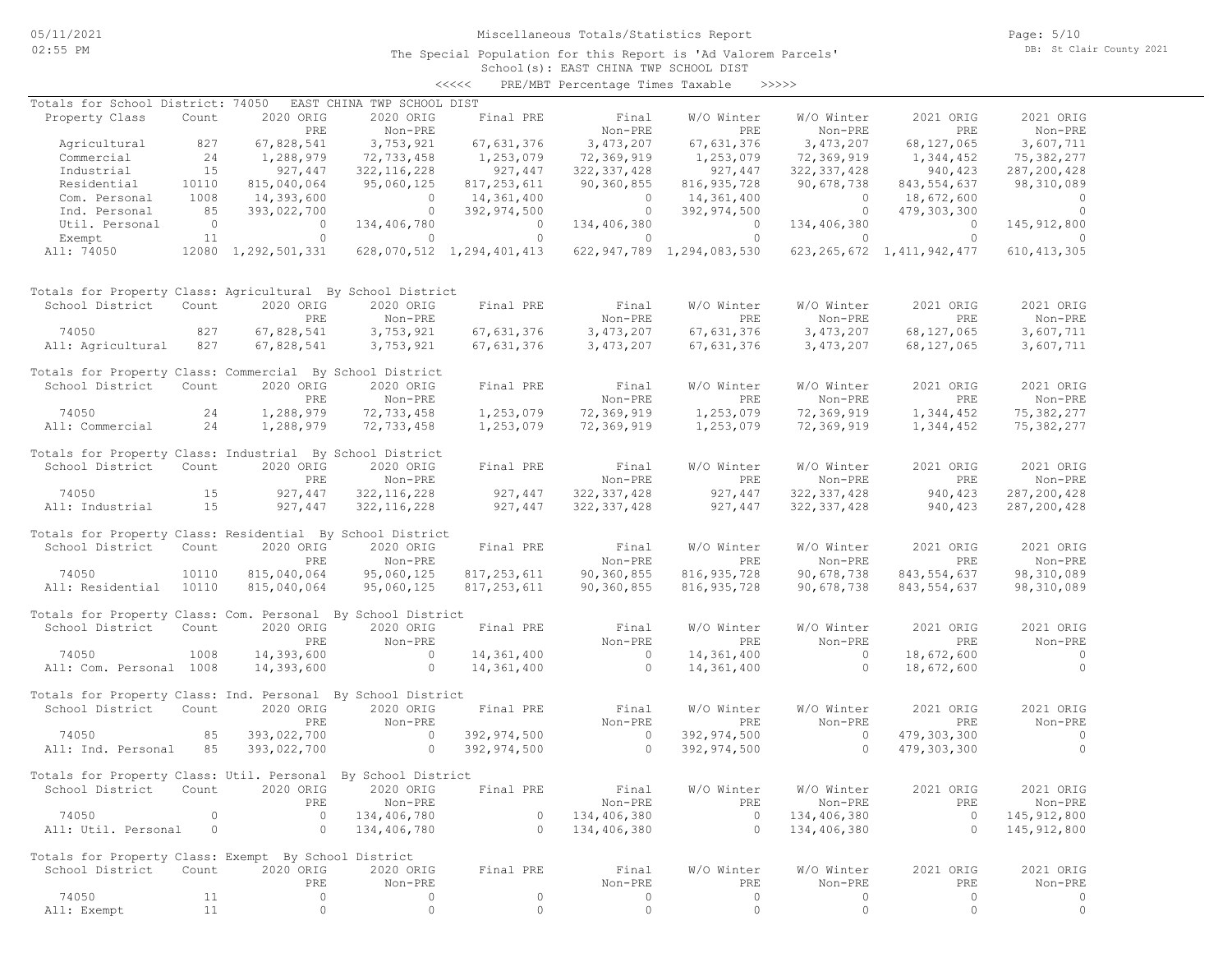Miscellaneous Totals/Statistics Report

The Special Population for this Report is 'Ad Valorem Parcels'

School(s): EAST CHINA TWP SCHOOL DIST

<<<<< PRE/MBT Percentage Times Taxable >>>>>

Totals for School District: 74050 EAST CHINA TWP SCHOOL DIST

| Property Class | Count | 2020 ORIG PRE | 2020 ORIG Non-PRE | Final PRE | Final Non-PRE | W/O Winter PRE | W/O Winter Non-PRE | 2021 ORIG PRE | 2021 ORIG Non-PRE |
|---|---|---|---|---|---|---|---|---|---|
| Agricultural | 827 | 67,828,541 | 3,753,921 | 67,631,376 | 3,473,207 | 67,631,376 | 3,473,207 | 68,127,065 | 3,607,711 |
| Commercial | 24 | 1,288,979 | 72,733,458 | 1,253,079 | 72,369,919 | 1,253,079 | 72,369,919 | 1,344,452 | 75,382,277 |
| Industrial | 15 | 927,447 | 322,116,228 | 927,447 | 322,337,428 | 927,447 | 322,337,428 | 940,423 | 287,200,428 |
| Residential | 10110 | 815,040,064 | 95,060,125 | 817,253,611 | 90,360,855 | 816,935,728 | 90,678,738 | 843,554,637 | 98,310,089 |
| Com. Personal | 1008 | 14,393,600 | 0 | 14,361,400 | 0 | 14,361,400 | 0 | 18,672,600 | 0 |
| Ind. Personal | 85 | 393,022,700 | 0 | 392,974,500 | 0 | 392,974,500 | 0 | 479,303,300 | 0 |
| Util. Personal | 0 | 0 | 134,406,780 | 0 | 134,406,380 | 0 | 134,406,380 | 0 | 145,912,800 |
| Exempt | 11 | 0 | 0 | 0 | 0 | 0 | 0 | 0 | 0 |
| All: 74050 | 12080 | 1,292,501,331 | 628,070,512 | 1,294,401,413 | 622,947,789 | 1,294,083,530 | 623,265,672 | 1,411,942,477 | 610,413,305 |

Totals for Property Class: Agricultural By School District

| School District | Count | 2020 ORIG PRE | 2020 ORIG Non-PRE | Final PRE | Final Non-PRE | W/O Winter PRE | W/O Winter Non-PRE | 2021 ORIG PRE | 2021 ORIG Non-PRE |
|---|---|---|---|---|---|---|---|---|---|
| 74050 | 827 | 67,828,541 | 3,753,921 | 67,631,376 | 3,473,207 | 67,631,376 | 3,473,207 | 68,127,065 | 3,607,711 |
| All: Agricultural | 827 | 67,828,541 | 3,753,921 | 67,631,376 | 3,473,207 | 67,631,376 | 3,473,207 | 68,127,065 | 3,607,711 |

Totals for Property Class: Commercial By School District

| School District | Count | 2020 ORIG PRE | 2020 ORIG Non-PRE | Final PRE | Final Non-PRE | W/O Winter PRE | W/O Winter Non-PRE | 2021 ORIG PRE | 2021 ORIG Non-PRE |
|---|---|---|---|---|---|---|---|---|---|
| 74050 | 24 | 1,288,979 | 72,733,458 | 1,253,079 | 72,369,919 | 1,253,079 | 72,369,919 | 1,344,452 | 75,382,277 |
| All: Commercial | 24 | 1,288,979 | 72,733,458 | 1,253,079 | 72,369,919 | 1,253,079 | 72,369,919 | 1,344,452 | 75,382,277 |

Totals for Property Class: Industrial By School District

| School District | Count | 2020 ORIG PRE | 2020 ORIG Non-PRE | Final PRE | Final Non-PRE | W/O Winter PRE | W/O Winter Non-PRE | 2021 ORIG PRE | 2021 ORIG Non-PRE |
|---|---|---|---|---|---|---|---|---|---|
| 74050 | 15 | 927,447 | 322,116,228 | 927,447 | 322,337,428 | 927,447 | 322,337,428 | 940,423 | 287,200,428 |
| All: Industrial | 15 | 927,447 | 322,116,228 | 927,447 | 322,337,428 | 927,447 | 322,337,428 | 940,423 | 287,200,428 |

Totals for Property Class: Residential By School District

| School District | Count | 2020 ORIG PRE | 2020 ORIG Non-PRE | Final PRE | Final Non-PRE | W/O Winter PRE | W/O Winter Non-PRE | 2021 ORIG PRE | 2021 ORIG Non-PRE |
|---|---|---|---|---|---|---|---|---|---|
| 74050 | 10110 | 815,040,064 | 95,060,125 | 817,253,611 | 90,360,855 | 816,935,728 | 90,678,738 | 843,554,637 | 98,310,089 |
| All: Residential | 10110 | 815,040,064 | 95,060,125 | 817,253,611 | 90,360,855 | 816,935,728 | 90,678,738 | 843,554,637 | 98,310,089 |

Totals for Property Class: Com. Personal By School District

| School District | Count | 2020 ORIG PRE | 2020 ORIG Non-PRE | Final PRE | Final Non-PRE | W/O Winter PRE | W/O Winter Non-PRE | 2021 ORIG PRE | 2021 ORIG Non-PRE |
|---|---|---|---|---|---|---|---|---|---|
| 74050 | 1008 | 14,393,600 | 0 | 14,361,400 | 0 | 14,361,400 | 0 | 18,672,600 | 0 |
| All: Com. Personal | 1008 | 14,393,600 | 0 | 14,361,400 | 0 | 14,361,400 | 0 | 18,672,600 | 0 |

Totals for Property Class: Ind. Personal By School District

| School District | Count | 2020 ORIG PRE | 2020 ORIG Non-PRE | Final PRE | Final Non-PRE | W/O Winter PRE | W/O Winter Non-PRE | 2021 ORIG PRE | 2021 ORIG Non-PRE |
|---|---|---|---|---|---|---|---|---|---|
| 74050 | 85 | 393,022,700 | 0 | 392,974,500 | 0 | 392,974,500 | 0 | 479,303,300 | 0 |
| All: Ind. Personal | 85 | 393,022,700 | 0 | 392,974,500 | 0 | 392,974,500 | 0 | 479,303,300 | 0 |

Totals for Property Class: Util. Personal By School District

| School District | Count | 2020 ORIG PRE | 2020 ORIG Non-PRE | Final PRE | Final Non-PRE | W/O Winter PRE | W/O Winter Non-PRE | 2021 ORIG PRE | 2021 ORIG Non-PRE |
|---|---|---|---|---|---|---|---|---|---|
| 74050 | 0 | 0 | 134,406,780 | 0 | 134,406,380 | 0 | 134,406,380 | 0 | 145,912,800 |
| All: Util. Personal | 0 | 0 | 134,406,780 | 0 | 134,406,380 | 0 | 134,406,380 | 0 | 145,912,800 |

Totals for Property Class: Exempt By School District

| School District | Count | 2020 ORIG PRE | 2020 ORIG Non-PRE | Final PRE | Final Non-PRE | W/O Winter PRE | W/O Winter Non-PRE | 2021 ORIG PRE | 2021 ORIG Non-PRE |
|---|---|---|---|---|---|---|---|---|---|
| 74050 | 11 | 0 | 0 | 0 | 0 | 0 | 0 | 0 | 0 |
| All: Exempt | 11 | 0 | 0 | 0 | 0 | 0 | 0 | 0 | 0 |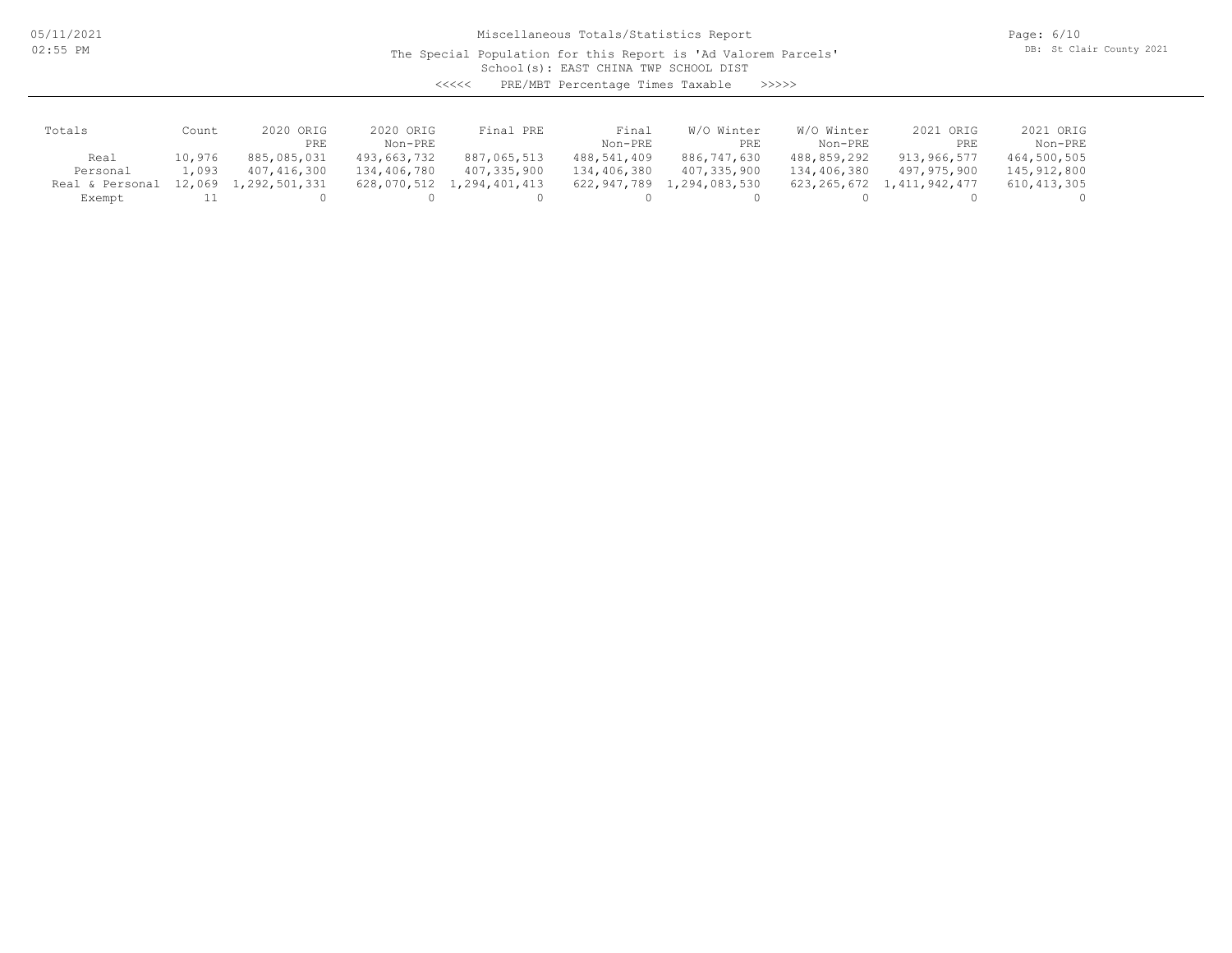# Miscellaneous Totals/Statistics Report

The Special Population for this Report is 'Ad Valorem Parcels'

School(s): EAST CHINA TWP SCHOOL DIST

<<<<< PRE/MBT Percentage Times Taxable >>>>>

| Totals | Count | 2020 ORIG PRE | 2020 ORIG Non-PRE | Final PRE | Final Non-PRE | W/O Winter PRE | W/O Winter Non-PRE | 2021 ORIG PRE | 2021 ORIG Non-PRE |
|---|---|---|---|---|---|---|---|---|---|
| Real | 10,976 | 885,085,031 | 493,663,732 | 887,065,513 | 488,541,409 | 886,747,630 | 488,859,292 | 913,966,577 | 464,500,505 |
| Personal | 1,093 | 407,416,300 | 134,406,780 | 407,335,900 | 134,406,380 | 407,335,900 | 134,406,380 | 497,975,900 | 145,912,800 |
| Real & Personal | 12,069 | 1,292,501,331 | 628,070,512 | 1,294,401,413 | 622,947,789 | 1,294,083,530 | 623,265,672 | 1,411,942,477 | 610,413,305 |
| Exempt | 11 | 0 | 0 | 0 | 0 | 0 | 0 | 0 | 0 |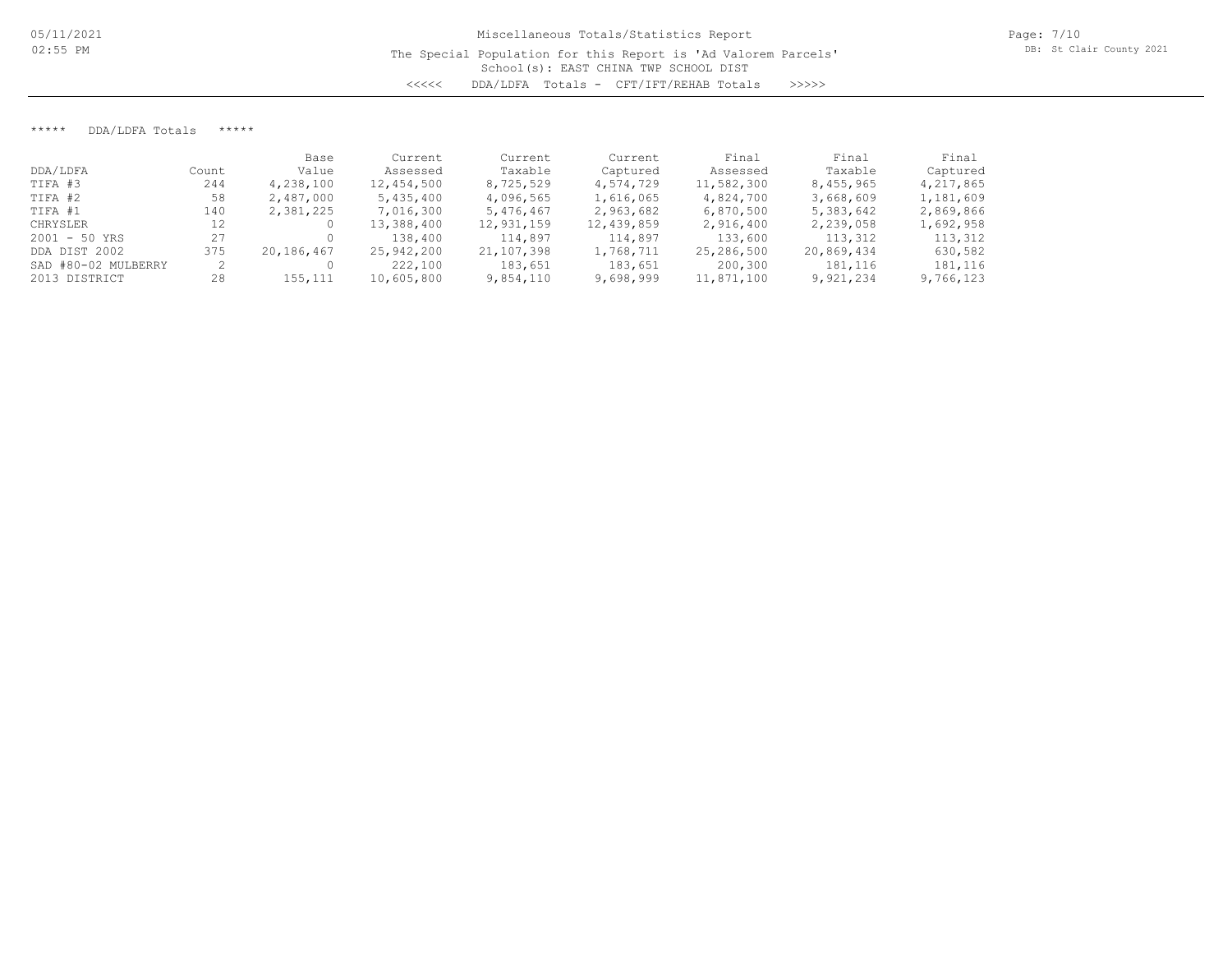Miscellaneous Totals/Statistics Report

The Special Population for this Report is 'Ad Valorem Parcels'

School(s): EAST CHINA TWP SCHOOL DIST

<<<<< DDA/LDFA Totals - CFT/IFT/REHAB Totals >>>>>

***** DDA/LDFA Totals *****

| DDA/LDFA | Count | Base Value | Current Assessed | Current Taxable | Current Captured | Final Assessed | Final Taxable | Final Captured |
|---|---|---|---|---|---|---|---|---|
| TIFA #3 | 244 | 4,238,100 | 12,454,500 | 8,725,529 | 4,574,729 | 11,582,300 | 8,455,965 | 4,217,865 |
| TIFA #2 | 58 | 2,487,000 | 5,435,400 | 4,096,565 | 1,616,065 | 4,824,700 | 3,668,609 | 1,181,609 |
| TIFA #1 | 140 | 2,381,225 | 7,016,300 | 5,476,467 | 2,963,682 | 6,870,500 | 5,383,642 | 2,869,866 |
| CHRYSLER | 12 | 0 | 13,388,400 | 12,931,159 | 12,439,859 | 2,916,400 | 2,239,058 | 1,692,958 |
| 2001 - 50 YRS | 27 | 0 | 138,400 | 114,897 | 114,897 | 133,600 | 113,312 | 113,312 |
| DDA DIST 2002 | 375 | 20,186,467 | 25,942,200 | 21,107,398 | 1,768,711 | 25,286,500 | 20,869,434 | 630,582 |
| SAD #80-02 MULBERRY | 2 | 0 | 222,100 | 183,651 | 183,651 | 200,300 | 181,116 | 181,116 |
| 2013 DISTRICT | 28 | 155,111 | 10,605,800 | 9,854,110 | 9,698,999 | 11,871,100 | 9,921,234 | 9,766,123 |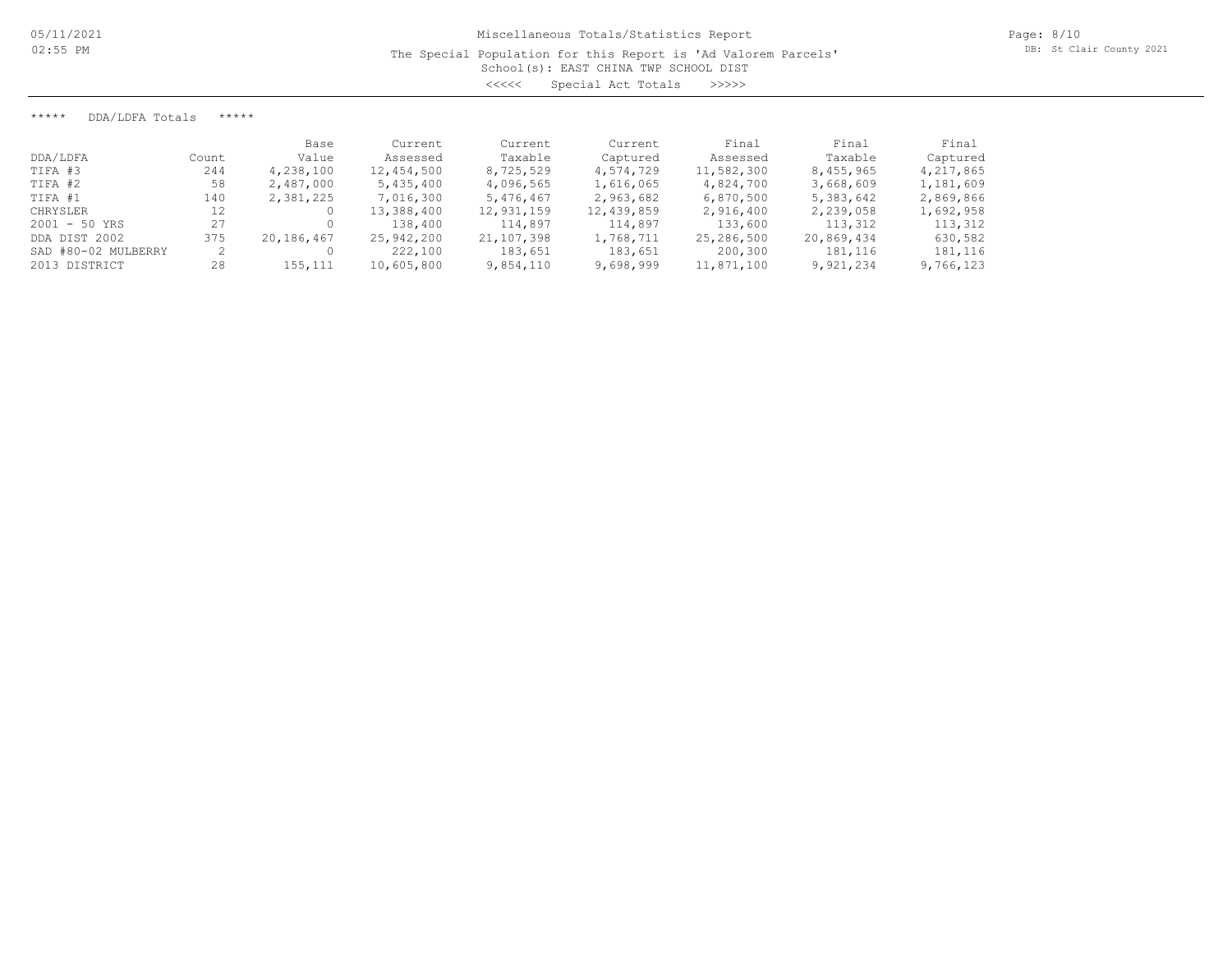Miscellaneous Totals/Statistics Report

The Special Population for this Report is 'Ad Valorem Parcels'

School(s): EAST CHINA TWP SCHOOL DIST

<<<<< Special Act Totals >>>>>

DB: St Clair County 2021

***** DDA/LDFA Totals *****

| DDA/LDFA | Count | Base Value | Current Assessed | Current Taxable | Current Captured | Final Assessed | Final Taxable | Final Captured |
|---|---|---|---|---|---|---|---|---|
| TIFA #3 | 244 | 4,238,100 | 12,454,500 | 8,725,529 | 4,574,729 | 11,582,300 | 8,455,965 | 4,217,865 |
| TIFA #2 | 58 | 2,487,000 | 5,435,400 | 4,096,565 | 1,616,065 | 4,824,700 | 3,668,609 | 1,181,609 |
| TIFA #1 | 140 | 2,381,225 | 7,016,300 | 5,476,467 | 2,963,682 | 6,870,500 | 5,383,642 | 2,869,866 |
| CHRYSLER | 12 | 0 | 13,388,400 | 12,931,159 | 12,439,859 | 2,916,400 | 2,239,058 | 1,692,958 |
| 2001 - 50 YRS | 27 | 0 | 138,400 | 114,897 | 114,897 | 133,600 | 113,312 | 113,312 |
| DDA DIST 2002 | 375 | 20,186,467 | 25,942,200 | 21,107,398 | 1,768,711 | 25,286,500 | 20,869,434 | 630,582 |
| SAD #80-02 MULBERRY | 2 | 0 | 222,100 | 183,651 | 183,651 | 200,300 | 181,116 | 181,116 |
| 2013 DISTRICT | 28 | 155,111 | 10,605,800 | 9,854,110 | 9,698,999 | 11,871,100 | 9,921,234 | 9,766,123 |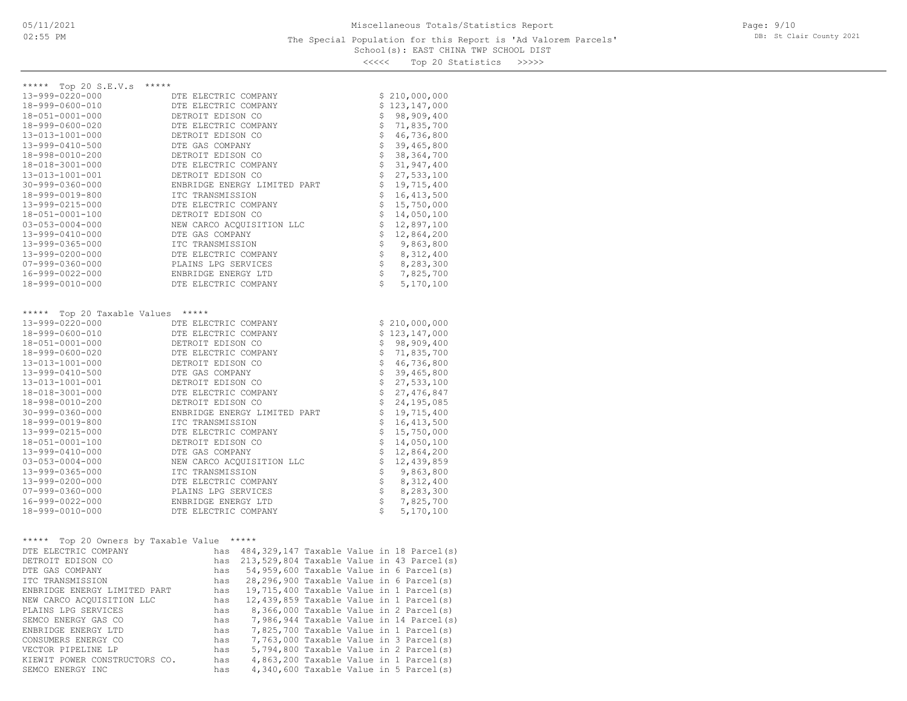# Miscellaneous Totals/Statistics Report

The Special Population for this Report is 'Ad Valorem Parcels'

School(s): EAST CHINA TWP SCHOOL DIST

<<<<< Top 20 Statistics >>>>>

## ***** Top 20 S.E.V.s *****

| Parcel | Owner | S.E.V. |
|---|---|---|
| 13-999-0220-000 | DTE ELECTRIC COMPANY | $ 210,000,000 |
| 18-999-0600-010 | DTE ELECTRIC COMPANY | $ 123,147,000 |
| 18-051-0001-000 | DETROIT EDISON CO | $ 98,909,400 |
| 18-999-0600-020 | DTE ELECTRIC COMPANY | $ 71,835,700 |
| 13-013-1001-000 | DETROIT EDISON CO | $ 46,736,800 |
| 13-999-0410-500 | DTE GAS COMPANY | $ 39,465,800 |
| 18-998-0010-200 | DETROIT EDISON CO | $ 38,364,700 |
| 18-018-3001-000 | DTE ELECTRIC COMPANY | $ 31,947,400 |
| 13-013-1001-001 | DETROIT EDISON CO | $ 27,533,100 |
| 30-999-0360-000 | ENBRIDGE ENERGY LIMITED PART | $ 19,715,400 |
| 18-999-0019-800 | ITC TRANSMISSION | $ 16,413,500 |
| 13-999-0215-000 | DTE ELECTRIC COMPANY | $ 15,750,000 |
| 18-051-0001-100 | DETROIT EDISON CO | $ 14,050,100 |
| 03-053-0004-000 | NEW CARCO ACQUISITION LLC | $ 12,897,100 |
| 13-999-0410-000 | DTE GAS COMPANY | $ 12,864,200 |
| 13-999-0365-000 | ITC TRANSMISSION | $ 9,863,800 |
| 13-999-0200-000 | DTE ELECTRIC COMPANY | $ 8,312,400 |
| 07-999-0360-000 | PLAINS LPG SERVICES | $ 8,283,300 |
| 16-999-0022-000 | ENBRIDGE ENERGY LTD | $ 7,825,700 |
| 18-999-0010-000 | DTE ELECTRIC COMPANY | $ 5,170,100 |

## ***** Top 20 Taxable Values *****

| Parcel | Owner | Taxable Value |
|---|---|---|
| 13-999-0220-000 | DTE ELECTRIC COMPANY | $ 210,000,000 |
| 18-999-0600-010 | DTE ELECTRIC COMPANY | $ 123,147,000 |
| 18-051-0001-000 | DETROIT EDISON CO | $ 98,909,400 |
| 18-999-0600-020 | DTE ELECTRIC COMPANY | $ 71,835,700 |
| 13-013-1001-000 | DETROIT EDISON CO | $ 46,736,800 |
| 13-999-0410-500 | DTE GAS COMPANY | $ 39,465,800 |
| 13-013-1001-001 | DETROIT EDISON CO | $ 27,533,100 |
| 18-018-3001-000 | DTE ELECTRIC COMPANY | $ 27,476,847 |
| 18-998-0010-200 | DETROIT EDISON CO | $ 24,195,085 |
| 30-999-0360-000 | ENBRIDGE ENERGY LIMITED PART | $ 19,715,400 |
| 18-999-0019-800 | ITC TRANSMISSION | $ 16,413,500 |
| 13-999-0215-000 | DTE ELECTRIC COMPANY | $ 15,750,000 |
| 18-051-0001-100 | DETROIT EDISON CO | $ 14,050,100 |
| 13-999-0410-000 | DTE GAS COMPANY | $ 12,864,200 |
| 03-053-0004-000 | NEW CARCO ACQUISITION LLC | $ 12,439,859 |
| 13-999-0365-000 | ITC TRANSMISSION | $ 9,863,800 |
| 13-999-0200-000 | DTE ELECTRIC COMPANY | $ 8,312,400 |
| 07-999-0360-000 | PLAINS LPG SERVICES | $ 8,283,300 |
| 16-999-0022-000 | ENBRIDGE ENERGY LTD | $ 7,825,700 |
| 18-999-0010-000 | DTE ELECTRIC COMPANY | $ 5,170,100 |

## ***** Top 20 Owners by Taxable Value *****

```
DTE ELECTRIC COMPANY            has  484,329,147 Taxable Value in 18 Parcel(s)
DETROIT EDISON CO               has  213,529,804 Taxable Value in 43 Parcel(s)
DTE GAS COMPANY                 has   54,959,600 Taxable Value in 6 Parcel(s)
ITC TRANSMISSION                has   28,296,900 Taxable Value in 6 Parcel(s)
ENBRIDGE ENERGY LIMITED PART    has   19,715,400 Taxable Value in 1 Parcel(s)
NEW CARCO ACQUISITION LLC       has   12,439,859 Taxable Value in 1 Parcel(s)
PLAINS LPG SERVICES             has    8,366,000 Taxable Value in 2 Parcel(s)
SEMCO ENERGY GAS CO             has    7,986,944 Taxable Value in 14 Parcel(s)
ENBRIDGE ENERGY LTD             has    7,825,700 Taxable Value in 1 Parcel(s)
CONSUMERS ENERGY CO             has    7,763,000 Taxable Value in 3 Parcel(s)
VECTOR PIPELINE LP              has    5,794,800 Taxable Value in 2 Parcel(s)
KIEWIT POWER CONSTRUCTORS CO.   has    4,863,200 Taxable Value in 1 Parcel(s)
SEMCO ENERGY INC                has    4,340,600 Taxable Value in 5 Parcel(s)
```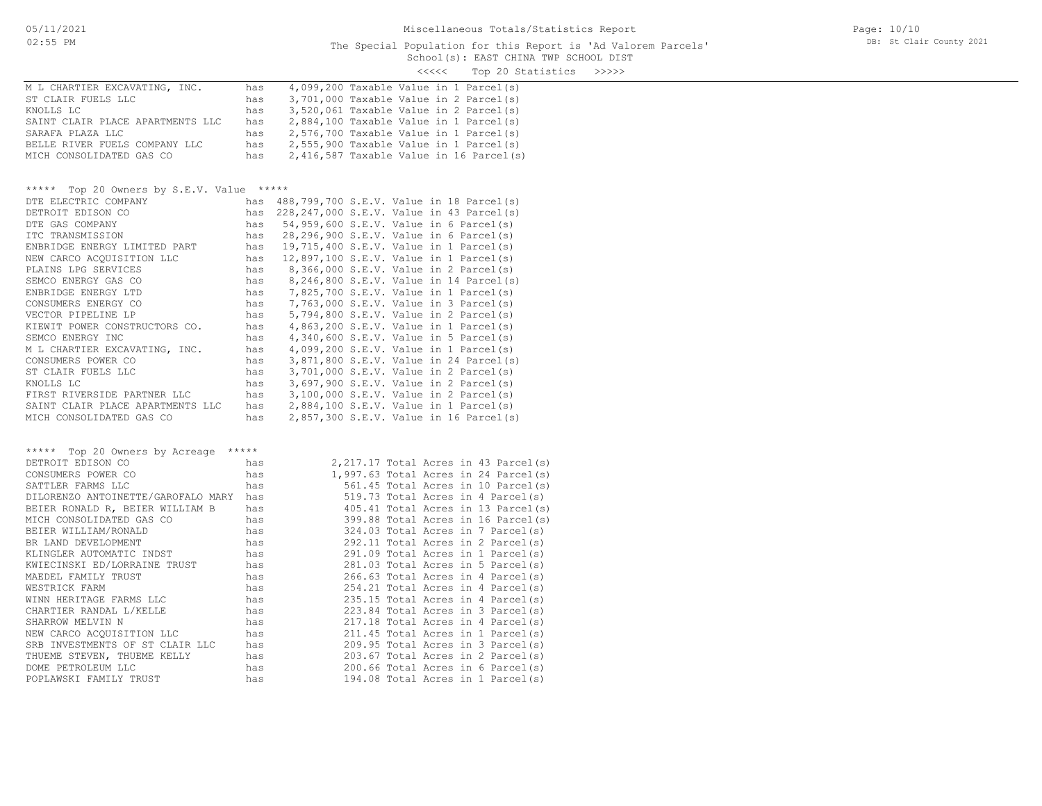Miscellaneous Totals/Statistics Report

The Special Population for this Report is 'Ad Valorem Parcels'

School(s): EAST CHINA TWP SCHOOL DIST

<<<<< Top 20 Statistics >>>>>

| | | |
|---|---|---|
| M L CHARTIER EXCAVATING, INC. | has | 4,099,200 Taxable Value in 1 Parcel(s) |
| ST CLAIR FUELS LLC | has | 3,701,000 Taxable Value in 2 Parcel(s) |
| KNOLLS LC | has | 3,520,061 Taxable Value in 2 Parcel(s) |
| SAINT CLAIR PLACE APARTMENTS LLC | has | 2,884,100 Taxable Value in 1 Parcel(s) |
| SARAFA PLAZA LLC | has | 2,576,700 Taxable Value in 1 Parcel(s) |
| BELLE RIVER FUELS COMPANY LLC | has | 2,555,900 Taxable Value in 1 Parcel(s) |
| MICH CONSOLIDATED GAS CO | has | 2,416,587 Taxable Value in 16 Parcel(s) |

***** Top 20 Owners by S.E.V. Value *****

| | | |
|---|---|---|
| DTE ELECTRIC COMPANY | has | 488,799,700 S.E.V. Value in 18 Parcel(s) |
| DETROIT EDISON CO | has | 228,247,000 S.E.V. Value in 43 Parcel(s) |
| DTE GAS COMPANY | has | 54,959,600 S.E.V. Value in 6 Parcel(s) |
| ITC TRANSMISSION | has | 28,296,900 S.E.V. Value in 6 Parcel(s) |
| ENBRIDGE ENERGY LIMITED PART | has | 19,715,400 S.E.V. Value in 1 Parcel(s) |
| NEW CARCO ACQUISITION LLC | has | 12,897,100 S.E.V. Value in 1 Parcel(s) |
| PLAINS LPG SERVICES | has | 8,366,000 S.E.V. Value in 2 Parcel(s) |
| SEMCO ENERGY GAS CO | has | 8,246,800 S.E.V. Value in 14 Parcel(s) |
| ENBRIDGE ENERGY LTD | has | 7,825,700 S.E.V. Value in 1 Parcel(s) |
| CONSUMERS ENERGY CO | has | 7,763,000 S.E.V. Value in 3 Parcel(s) |
| VECTOR PIPELINE LP | has | 5,794,800 S.E.V. Value in 2 Parcel(s) |
| KIEWIT POWER CONSTRUCTORS CO. | has | 4,863,200 S.E.V. Value in 1 Parcel(s) |
| SEMCO ENERGY INC | has | 4,340,600 S.E.V. Value in 5 Parcel(s) |
| M L CHARTIER EXCAVATING, INC. | has | 4,099,200 S.E.V. Value in 1 Parcel(s) |
| CONSUMERS POWER CO | has | 3,871,800 S.E.V. Value in 24 Parcel(s) |
| ST CLAIR FUELS LLC | has | 3,701,000 S.E.V. Value in 2 Parcel(s) |
| KNOLLS LC | has | 3,697,900 S.E.V. Value in 2 Parcel(s) |
| FIRST RIVERSIDE PARTNER LLC | has | 3,100,000 S.E.V. Value in 2 Parcel(s) |
| SAINT CLAIR PLACE APARTMENTS LLC | has | 2,884,100 S.E.V. Value in 1 Parcel(s) |
| MICH CONSOLIDATED GAS CO | has | 2,857,300 S.E.V. Value in 16 Parcel(s) |

***** Top 20 Owners by Acreage *****

| | | |
|---|---|---|
| DETROIT EDISON CO | has | 2,217.17 Total Acres in 43 Parcel(s) |
| CONSUMERS POWER CO | has | 1,997.63 Total Acres in 24 Parcel(s) |
| SATTLER FARMS LLC | has | 561.45 Total Acres in 10 Parcel(s) |
| DILORENZO ANTOINETTE/GAROFALO MARY | has | 519.73 Total Acres in 4 Parcel(s) |
| BEIER RONALD R, BEIER WILLIAM B | has | 405.41 Total Acres in 13 Parcel(s) |
| MICH CONSOLIDATED GAS CO | has | 399.88 Total Acres in 16 Parcel(s) |
| BEIER WILLIAM/RONALD | has | 324.03 Total Acres in 7 Parcel(s) |
| BR LAND DEVELOPMENT | has | 292.11 Total Acres in 2 Parcel(s) |
| KLINGLER AUTOMATIC INDST | has | 291.09 Total Acres in 1 Parcel(s) |
| KWIECINSKI ED/LORRAINE TRUST | has | 281.03 Total Acres in 5 Parcel(s) |
| MAEDEL FAMILY TRUST | has | 266.63 Total Acres in 4 Parcel(s) |
| WESTRICK FARM | has | 254.21 Total Acres in 4 Parcel(s) |
| WINN HERITAGE FARMS LLC | has | 235.15 Total Acres in 4 Parcel(s) |
| CHARTIER RANDAL L/KELLE | has | 223.84 Total Acres in 3 Parcel(s) |
| SHARROW MELVIN N | has | 217.18 Total Acres in 4 Parcel(s) |
| NEW CARCO ACQUISITION LLC | has | 211.45 Total Acres in 1 Parcel(s) |
| SRB INVESTMENTS OF ST CLAIR LLC | has | 209.95 Total Acres in 3 Parcel(s) |
| THUEME STEVEN, THUEME KELLY | has | 203.67 Total Acres in 2 Parcel(s) |
| DOME PETROLEUM LLC | has | 200.66 Total Acres in 6 Parcel(s) |
| POPLAWSKI FAMILY TRUST | has | 194.08 Total Acres in 1 Parcel(s) |